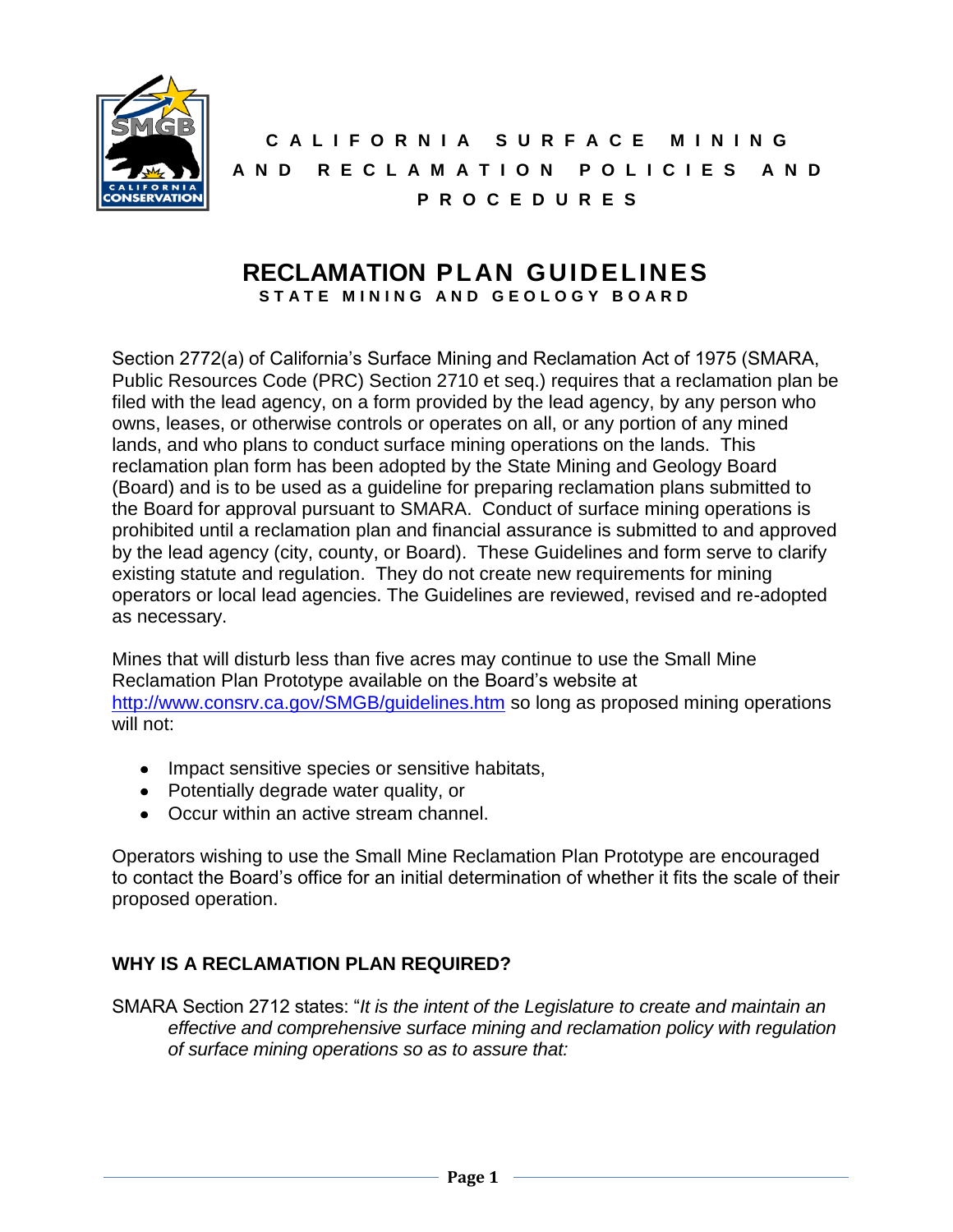# CALIFORNIA SURFACE MINING AND RECLAMATION POLICIES AND PROCEDURES

## RECLAMATION PLAN GUIDELINES

**STATE MINING AND GEOLOGY BOARD**

Section 2772(a) of California's Surface Mining and Reclamation Act of 1975 (SMARA, Public Resources Code (PRC) Section 2710 et seq.) requires that a reclamation plan be filed with the lead agency, on a form provided by the lead agency, by any person who owns, leases, or otherwise controls or operates on all, or any portion of any mined lands, and who plans to conduct surface mining operations on the lands. This reclamation plan form has been adopted by the State Mining and Geology Board (Board) and is to be used as a guideline for preparing reclamation plans submitted to the Board for approval pursuant to SMARA. Conduct of surface mining operations is prohibited until a reclamation plan and financial assurance is submitted to and approved by the lead agency (city, county, or Board). These Guidelines and form serve to clarify existing statute and regulation. They do not create new requirements for mining operators or local lead agencies. The Guidelines are reviewed, revised and re-adopted as necessary.

Mines that will disturb less than five acres may continue to use the Small Mine Reclamation Plan Prototype available on the Board's website at [http://www.consrv.ca.gov/SMGB/guidelines.htm](http://www.consrv.ca.gov/SMGB/guidelines.htm) so long as proposed mining operations will not:

- Impact sensitive species or sensitive habitats,
- Potentially degrade water quality, or
- Occur within an active stream channel.

Operators wishing to use the Small Mine Reclamation Plan Prototype are encouraged to contact the Board's office for an initial determination of whether it fits the scale of their proposed operation.

### WHY IS A RECLAMATION PLAN REQUIRED?

SMARA Section 2712 states: "*It is the intent of the Legislature to create and maintain an effective and comprehensive surface mining and reclamation policy with regulation of surface mining operations so as to assure that:*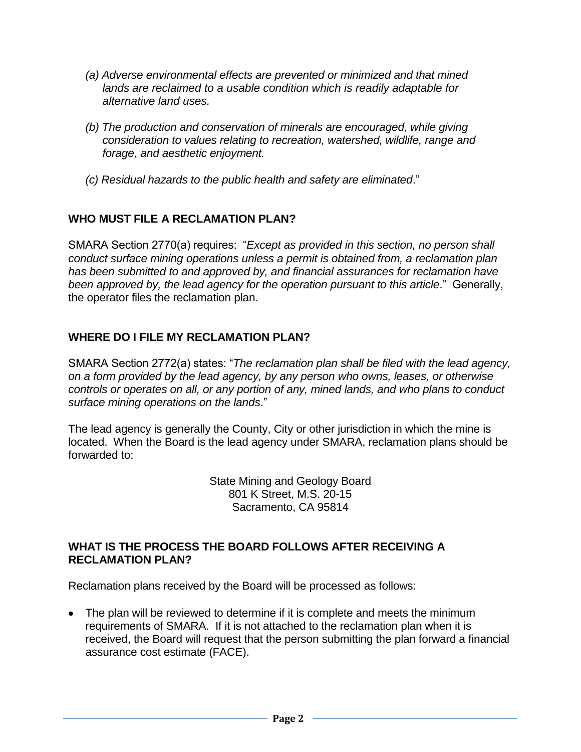*(a) Adverse environmental effects are prevented or minimized and that mined lands are reclaimed to a usable condition which is readily adaptable for alternative land uses.*

*(b) The production and conservation of minerals are encouraged, while giving consideration to values relating to recreation, watershed, wildlife, range and forage, and aesthetic enjoyment.*

*(c) Residual hazards to the public health and safety are eliminated*."

## WHO MUST FILE A RECLAMATION PLAN?

SMARA Section 2770(a) requires: "*Except as provided in this section, no person shall conduct surface mining operations unless a permit is obtained from, a reclamation plan has been submitted to and approved by, and financial assurances for reclamation have been approved by, the lead agency for the operation pursuant to this article*." Generally, the operator files the reclamation plan.

## WHERE DO I FILE MY RECLAMATION PLAN?

SMARA Section 2772(a) states: "*The reclamation plan shall be filed with the lead agency, on a form provided by the lead agency, by any person who owns, leases, or otherwise controls or operates on all, or any portion of any, mined lands, and who plans to conduct surface mining operations on the lands*."

The lead agency is generally the County, City or other jurisdiction in which the mine is located. When the Board is the lead agency under SMARA, reclamation plans should be forwarded to:

State Mining and Geology Board
801 K Street, M.S. 20-15
Sacramento, CA 95814

## WHAT IS THE PROCESS THE BOARD FOLLOWS AFTER RECEIVING A RECLAMATION PLAN?

Reclamation plans received by the Board will be processed as follows:

- The plan will be reviewed to determine if it is complete and meets the minimum requirements of SMARA. If it is not attached to the reclamation plan when it is received, the Board will request that the person submitting the plan forward a financial assurance cost estimate (FACE).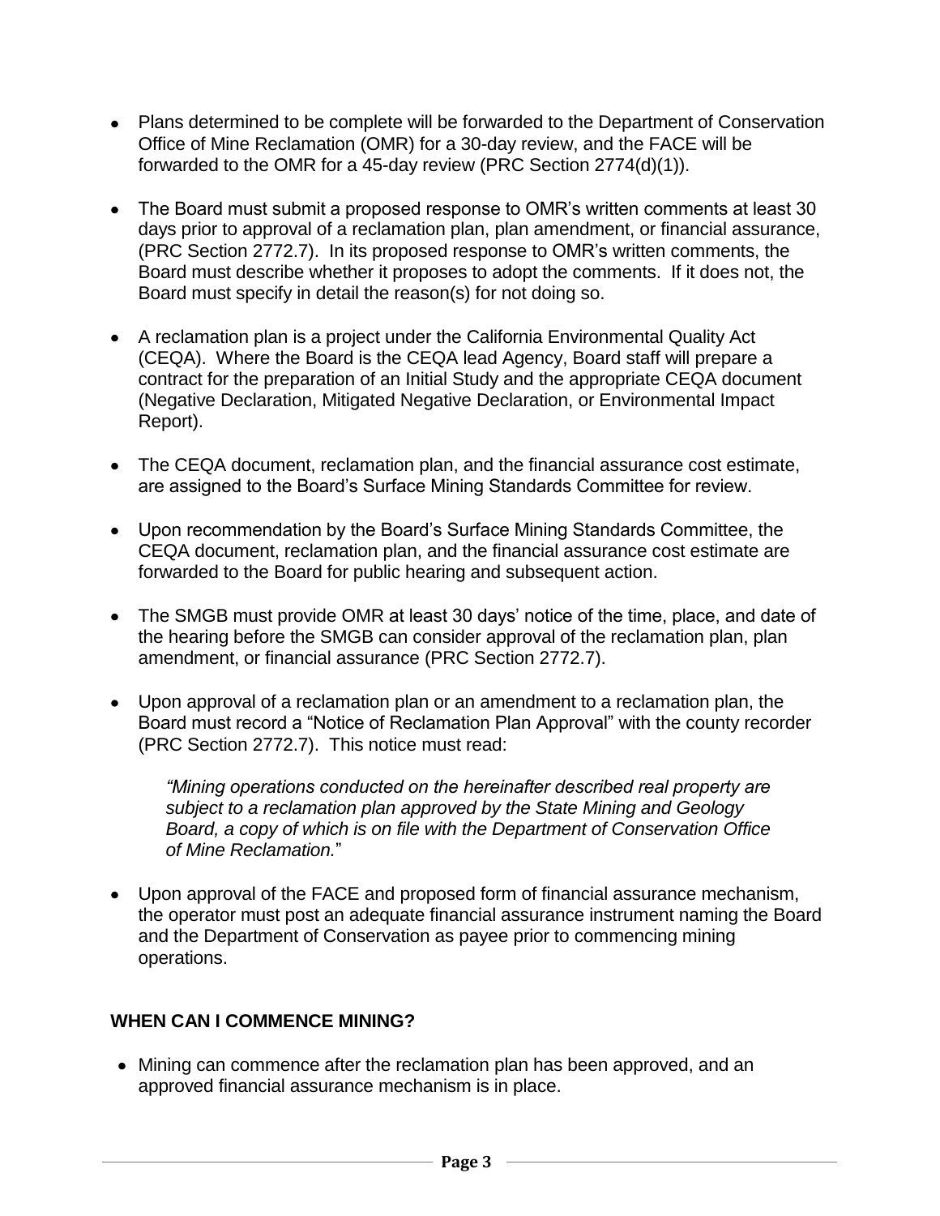- Plans determined to be complete will be forwarded to the Department of Conservation Office of Mine Reclamation (OMR) for a 30-day review, and the FACE will be forwarded to the OMR for a 45-day review (PRC Section 2774(d)(1)).

- The Board must submit a proposed response to OMR's written comments at least 30 days prior to approval of a reclamation plan, plan amendment, or financial assurance, (PRC Section 2772.7). In its proposed response to OMR's written comments, the Board must describe whether it proposes to adopt the comments. If it does not, the Board must specify in detail the reason(s) for not doing so.

- A reclamation plan is a project under the California Environmental Quality Act (CEQA). Where the Board is the CEQA lead Agency, Board staff will prepare a contract for the preparation of an Initial Study and the appropriate CEQA document (Negative Declaration, Mitigated Negative Declaration, or Environmental Impact Report).

- The CEQA document, reclamation plan, and the financial assurance cost estimate, are assigned to the Board's Surface Mining Standards Committee for review.

- Upon recommendation by the Board's Surface Mining Standards Committee, the CEQA document, reclamation plan, and the financial assurance cost estimate are forwarded to the Board for public hearing and subsequent action.

- The SMGB must provide OMR at least 30 days' notice of the time, place, and date of the hearing before the SMGB can consider approval of the reclamation plan, plan amendment, or financial assurance (PRC Section 2772.7).

- Upon approval of a reclamation plan or an amendment to a reclamation plan, the Board must record a "Notice of Reclamation Plan Approval" with the county recorder (PRC Section 2772.7). This notice must read:

  *"Mining operations conducted on the hereinafter described real property are subject to a reclamation plan approved by the State Mining and Geology Board, a copy of which is on file with the Department of Conservation Office of Mine Reclamation."*

- Upon approval of the FACE and proposed form of financial assurance mechanism, the operator must post an adequate financial assurance instrument naming the Board and the Department of Conservation as payee prior to commencing mining operations.

## WHEN CAN I COMMENCE MINING?

- Mining can commence after the reclamation plan has been approved, and an approved financial assurance mechanism is in place.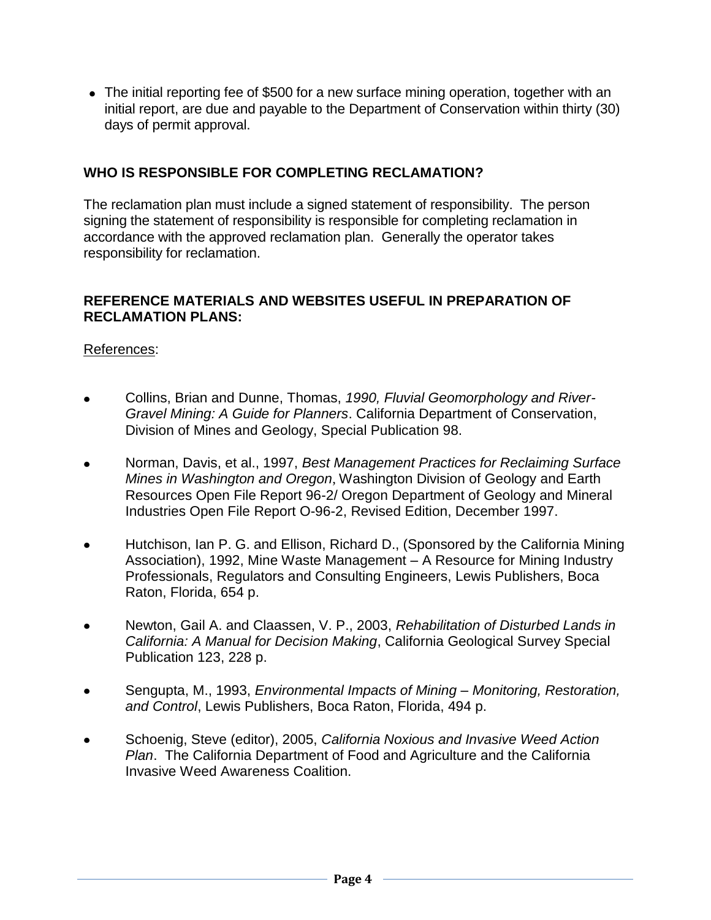- The initial reporting fee of $500 for a new surface mining operation, together with an initial report, are due and payable to the Department of Conservation within thirty (30) days of permit approval.

## WHO IS RESPONSIBLE FOR COMPLETING RECLAMATION?

The reclamation plan must include a signed statement of responsibility. The person signing the statement of responsibility is responsible for completing reclamation in accordance with the approved reclamation plan. Generally the operator takes responsibility for reclamation.

## REFERENCE MATERIALS AND WEBSITES USEFUL IN PREPARATION OF RECLAMATION PLANS:

References:

- Collins, Brian and Dunne, Thomas, *1990, Fluvial Geomorphology and River-Gravel Mining: A Guide for Planners*. California Department of Conservation, Division of Mines and Geology, Special Publication 98.
- Norman, Davis, et al., 1997, *Best Management Practices for Reclaiming Surface Mines in Washington and Oregon*, Washington Division of Geology and Earth Resources Open File Report 96-2/ Oregon Department of Geology and Mineral Industries Open File Report O-96-2, Revised Edition, December 1997.
- Hutchison, Ian P. G. and Ellison, Richard D., (Sponsored by the California Mining Association), 1992, Mine Waste Management – A Resource for Mining Industry Professionals, Regulators and Consulting Engineers, Lewis Publishers, Boca Raton, Florida, 654 p.
- Newton, Gail A. and Claassen, V. P., 2003, *Rehabilitation of Disturbed Lands in California: A Manual for Decision Making*, California Geological Survey Special Publication 123, 228 p.
- Sengupta, M., 1993, *Environmental Impacts of Mining – Monitoring, Restoration, and Control*, Lewis Publishers, Boca Raton, Florida, 494 p.
- Schoenig, Steve (editor), 2005, *California Noxious and Invasive Weed Action Plan*. The California Department of Food and Agriculture and the California Invasive Weed Awareness Coalition.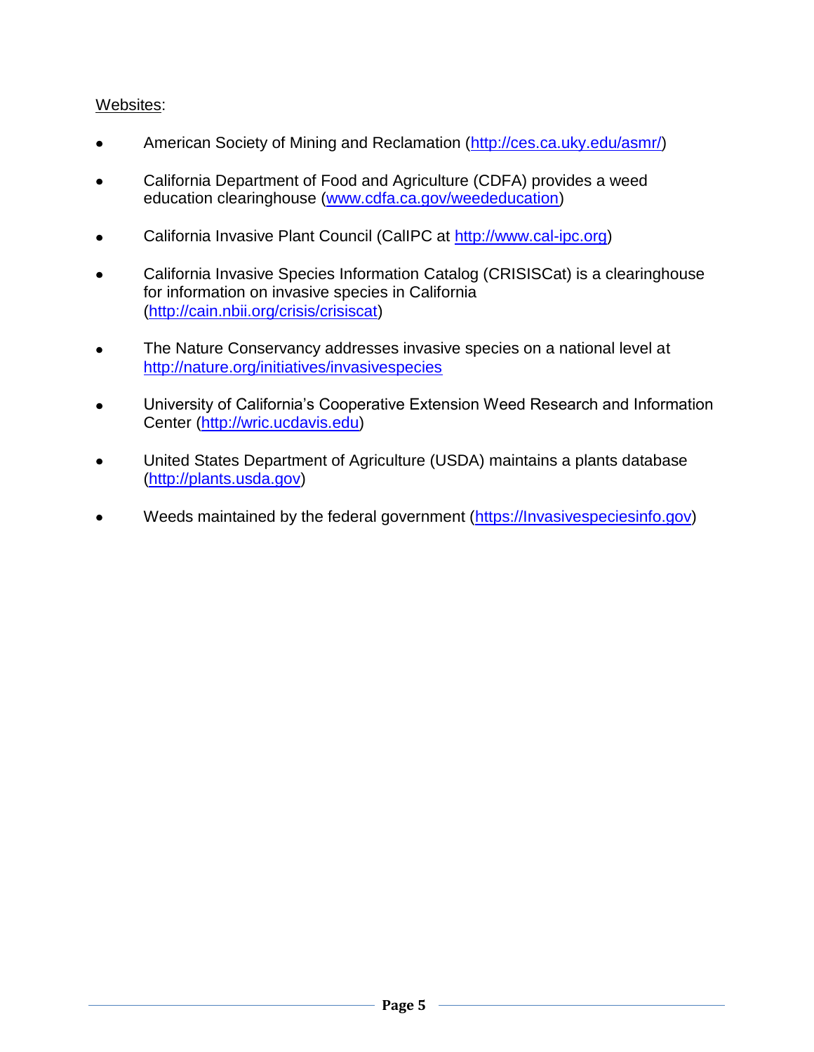Websites:

- American Society of Mining and Reclamation (http://ces.ca.uky.edu/asmr/)
- California Department of Food and Agriculture (CDFA) provides a weed education clearinghouse (www.cdfa.ca.gov/weededucation)
- California Invasive Plant Council (CalIPC at http://www.cal-ipc.org)
- California Invasive Species Information Catalog (CRISISCat) is a clearinghouse for information on invasive species in California (http://cain.nbii.org/crisis/crisiscat)
- The Nature Conservancy addresses invasive species on a national level at http://nature.org/initiatives/invasivespecies
- University of California's Cooperative Extension Weed Research and Information Center (http://wric.ucdavis.edu)
- United States Department of Agriculture (USDA) maintains a plants database (http://plants.usda.gov)
- Weeds maintained by the federal government (https://Invasivespeciesinfo.gov)